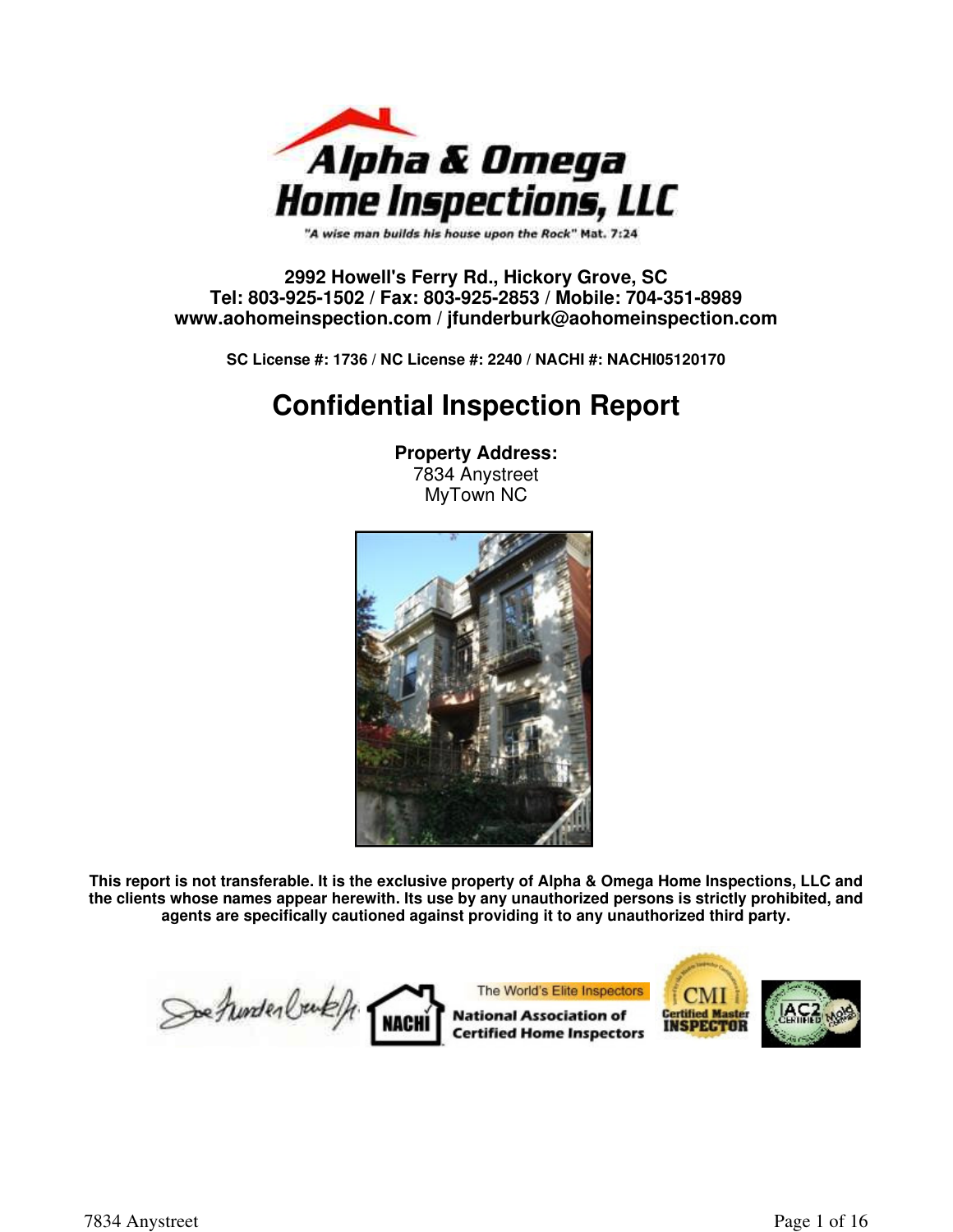# Alpha & Omega Home Inspections, LLC

*"A wise man builds his house upon the Rock" Mat. 7:24*

**2992 Howell's Ferry Rd., Hickory Grove, SC**
**Tel: 803-925-1502 / Fax: 803-925-2853 / Mobile: 704-351-8989**
**www.aohomeinspection.com / jfunderburk@aohomeinspection.com**

**SC License #: 1736 / NC License #: 2240 / NACHI #: NACHI05120170**

# Confidential Inspection Report

**Property Address:**
7834 Anystreet
MyTown NC

**This report is not transferable. It is the exclusive property of Alpha & Omega Home Inspections, LLC and the clients whose names appear herewith. Its use by any unauthorized persons is strictly prohibited, and agents are specifically cautioned against providing it to any unauthorized third party.**

NACHI The World's Elite Inspectors National Association of Certified Home Inspectors

CMI Certified Master INSPECTOR

IAC2 CERTIFIED Mold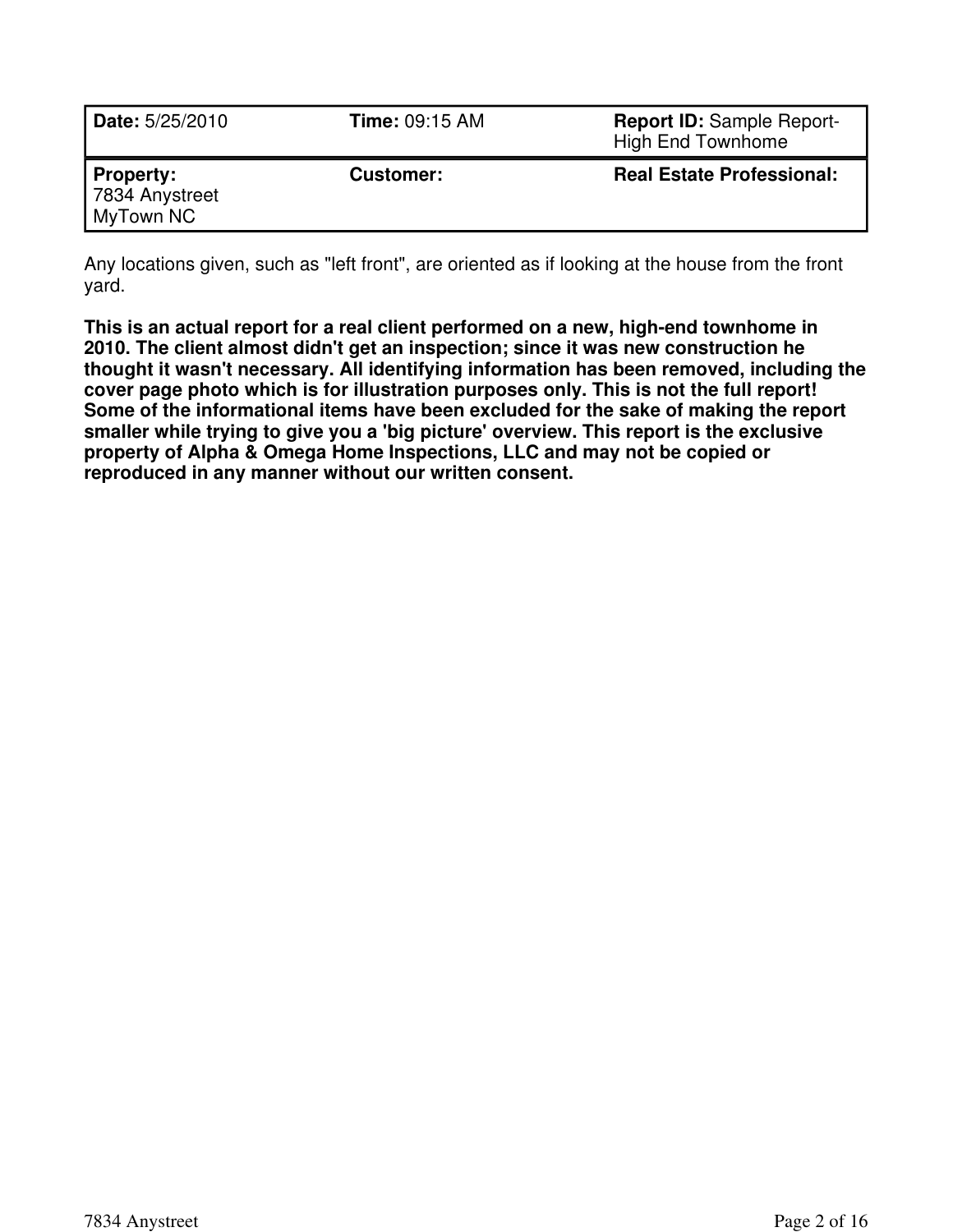| | | |
|---|---|---|
| **Date:** 5/25/2010 | **Time:** 09:15 AM | **Report ID:** Sample Report-High End Townhome |
| **Property:** 7834 Anystreet MyTown NC | **Customer:** | **Real Estate Professional:** |

Any locations given, such as "left front", are oriented as if looking at the house from the front yard.

**This is an actual report for a real client performed on a new, high-end townhome in 2010. The client almost didn't get an inspection; since it was new construction he thought it wasn't necessary. All identifying information has been removed, including the cover page photo which is for illustration purposes only. This is not the full report! Some of the informational items have been excluded for the sake of making the report smaller while trying to give you a 'big picture' overview. This report is the exclusive property of Alpha & Omega Home Inspections, LLC and may not be copied or reproduced in any manner without our written consent.**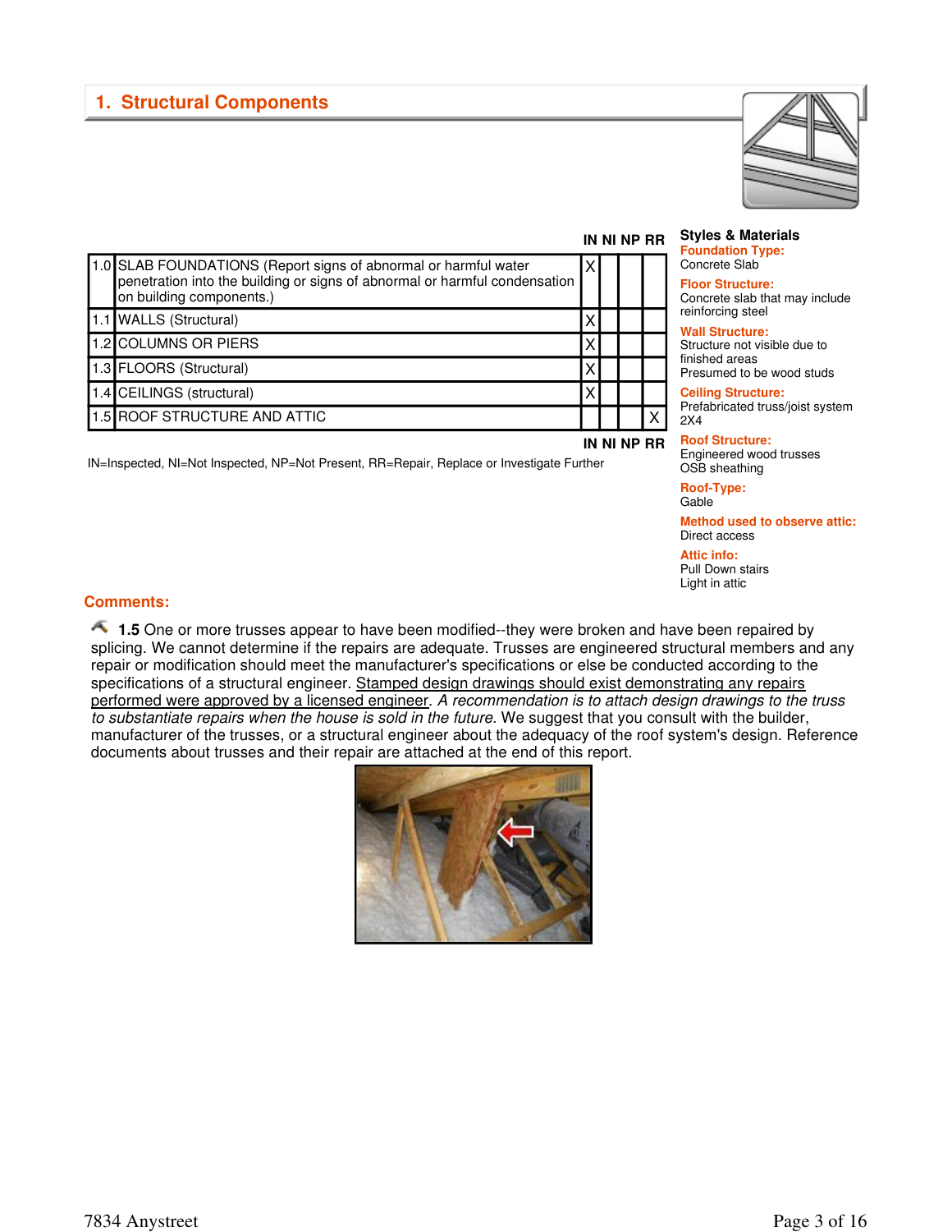## 1. Structural Components

| | | IN | NI | NP | RR |
|---|---|---|---|---|---|
| 1.0 | SLAB FOUNDATIONS (Report signs of abnormal or harmful water penetration into the building or signs of abnormal or harmful condensation on building components.) | X | | | |
| 1.1 | WALLS (Structural) | X | | | |
| 1.2 | COLUMNS OR PIERS | X | | | |
| 1.3 | FLOORS (Structural) | X | | | |
| 1.4 | CEILINGS (structural) | X | | | |
| 1.5 | ROOF STRUCTURE AND ATTIC | | | | X |

IN=Inspected, NI=Not Inspected, NP=Not Present, RR=Repair, Replace or Investigate Further

**Styles & Materials**

**Foundation Type:**
Concrete Slab

**Floor Structure:**
Concrete slab that may include reinforcing steel

**Wall Structure:**
Structure not visible due to finished areas
Presumed to be wood studs

**Ceiling Structure:**
Prefabricated truss/joist system
2X4

**Roof Structure:**
Engineered wood trusses
OSB sheathing

**Roof-Type:**
Gable

**Method used to observe attic:**
Direct access

**Attic info:**
Pull Down stairs
Light in attic

### Comments:

**1.5** One or more trusses appear to have been modified--they were broken and have been repaired by splicing. We cannot determine if the repairs are adequate. Trusses are engineered structural members and any repair or modification should meet the manufacturer's specifications or else be conducted according to the specifications of a structural engineer. Stamped design drawings should exist demonstrating any repairs performed were approved by a licensed engineer. *A recommendation is to attach design drawings to the truss to substantiate repairs when the house is sold in the future.* We suggest that you consult with the builder, manufacturer of the trusses, or a structural engineer about the adequacy of the roof system's design. Reference documents about trusses and their repair are attached at the end of this report.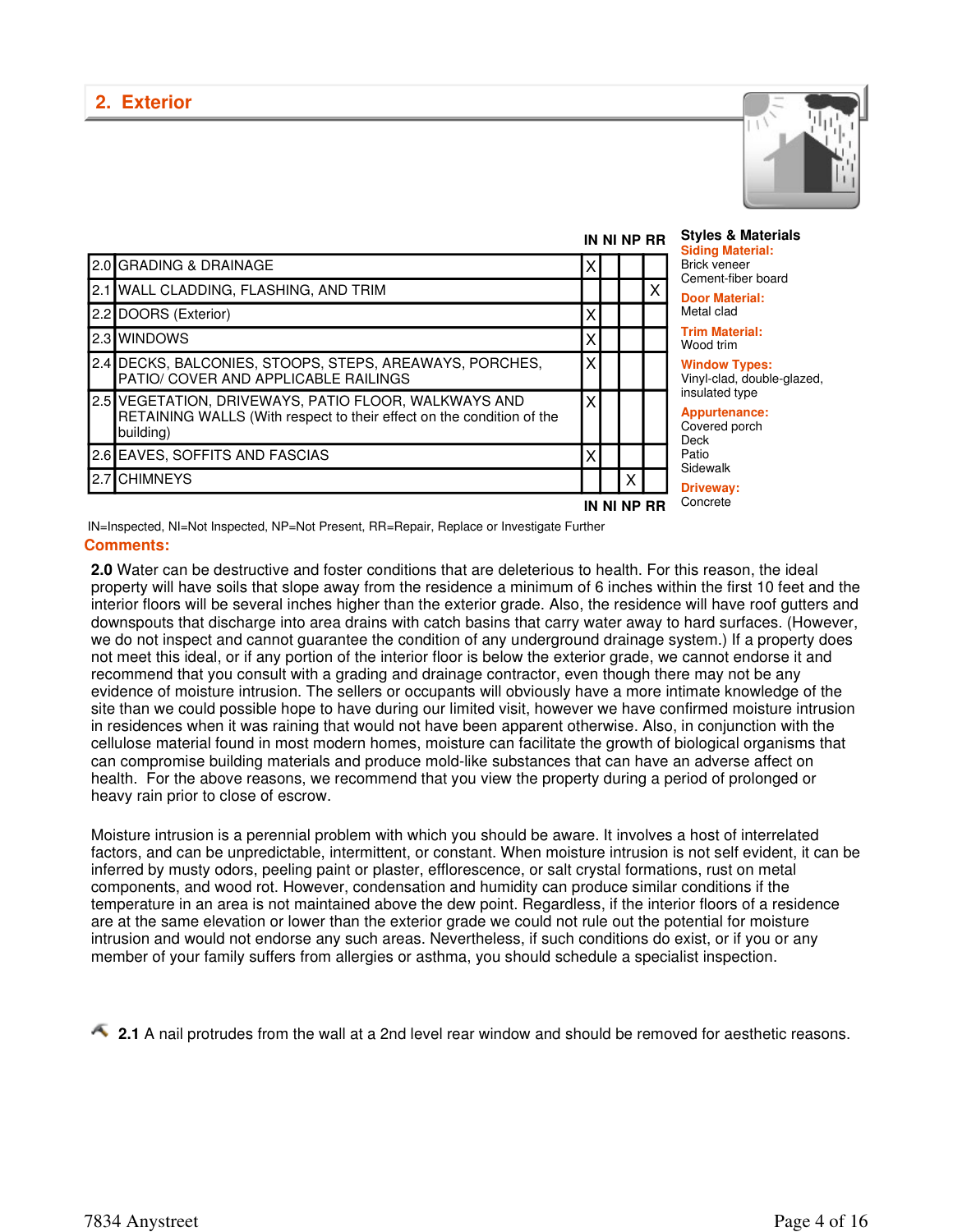## 2. Exterior

| | | IN | NI | NP | RR |
|---|---|---|---|---|---|
| 2.0 | GRADING & DRAINAGE | X | | | |
| 2.1 | WALL CLADDING, FLASHING, AND TRIM | | | | X |
| 2.2 | DOORS (Exterior) | X | | | |
| 2.3 | WINDOWS | X | | | |
| 2.4 | DECKS, BALCONIES, STOOPS, STEPS, AREAWAYS, PORCHES, PATIO/ COVER AND APPLICABLE RAILINGS | X | | | |
| 2.5 | VEGETATION, DRIVEWAYS, PATIO FLOOR, WALKWAYS AND RETAINING WALLS (With respect to their effect on the condition of the building) | X | | | |
| 2.6 | EAVES, SOFFITS AND FASCIAS | X | | | |
| 2.7 | CHIMNEYS | | | X | |
| | | IN | NI | NP | RR |

IN=Inspected, NI=Not Inspected, NP=Not Present, RR=Repair, Replace or Investigate Further

**Styles & Materials**

**Siding Material:**
Brick veneer
Cement-fiber board

**Door Material:**
Metal clad

**Trim Material:**
Wood trim

**Window Types:**
Vinyl-clad, double-glazed, insulated type

**Appurtenance:**
Covered porch
Deck
Patio
Sidewalk

**Driveway:**
Concrete

**Comments:**

**2.0** Water can be destructive and foster conditions that are deleterious to health. For this reason, the ideal property will have soils that slope away from the residence a minimum of 6 inches within the first 10 feet and the interior floors will be several inches higher than the exterior grade. Also, the residence will have roof gutters and downspouts that discharge into area drains with catch basins that carry water away to hard surfaces. (However, we do not inspect and cannot guarantee the condition of any underground drainage system.) If a property does not meet this ideal, or if any portion of the interior floor is below the exterior grade, we cannot endorse it and recommend that you consult with a grading and drainage contractor, even though there may not be any evidence of moisture intrusion. The sellers or occupants will obviously have a more intimate knowledge of the site than we could possible hope to have during our limited visit, however we have confirmed moisture intrusion in residences when it was raining that would not have been apparent otherwise. Also, in conjunction with the cellulose material found in most modern homes, moisture can facilitate the growth of biological organisms that can compromise building materials and produce mold-like substances that can have an adverse affect on health. For the above reasons, we recommend that you view the property during a period of prolonged or heavy rain prior to close of escrow.

Moisture intrusion is a perennial problem with which you should be aware. It involves a host of interrelated factors, and can be unpredictable, intermittent, or constant. When moisture intrusion is not self evident, it can be inferred by musty odors, peeling paint or plaster, efflorescence, or salt crystal formations, rust on metal components, and wood rot. However, condensation and humidity can produce similar conditions if the temperature in an area is not maintained above the dew point. Regardless, if the interior floors of a residence are at the same elevation or lower than the exterior grade we could not rule out the potential for moisture intrusion and would not endorse any such areas. Nevertheless, if such conditions do exist, or if you or any member of your family suffers from allergies or asthma, you should schedule a specialist inspection.

**2.1** A nail protrudes from the wall at a 2nd level rear window and should be removed for aesthetic reasons.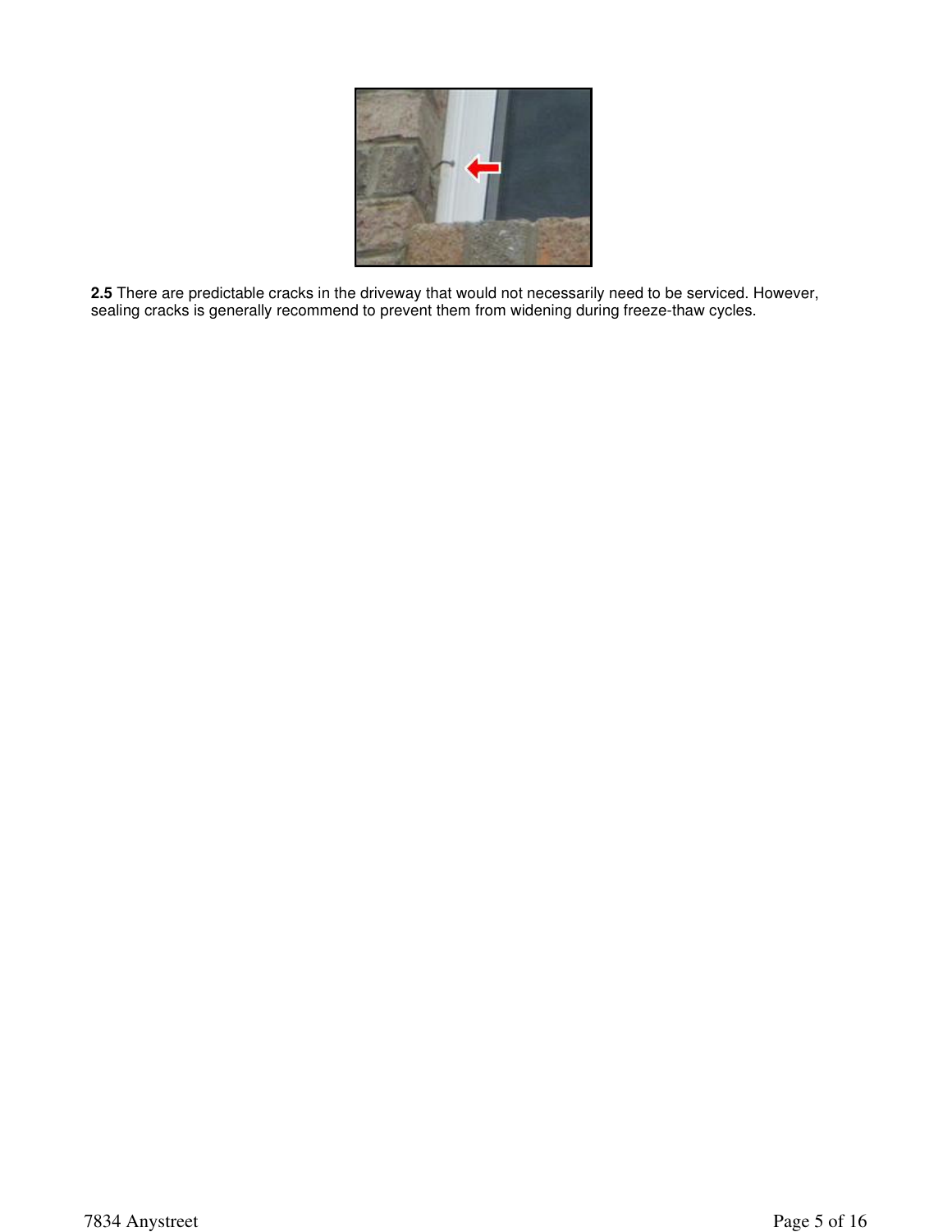**2.5** There are predictable cracks in the driveway that would not necessarily need to be serviced. However, sealing cracks is generally recommend to prevent them from widening during freeze-thaw cycles.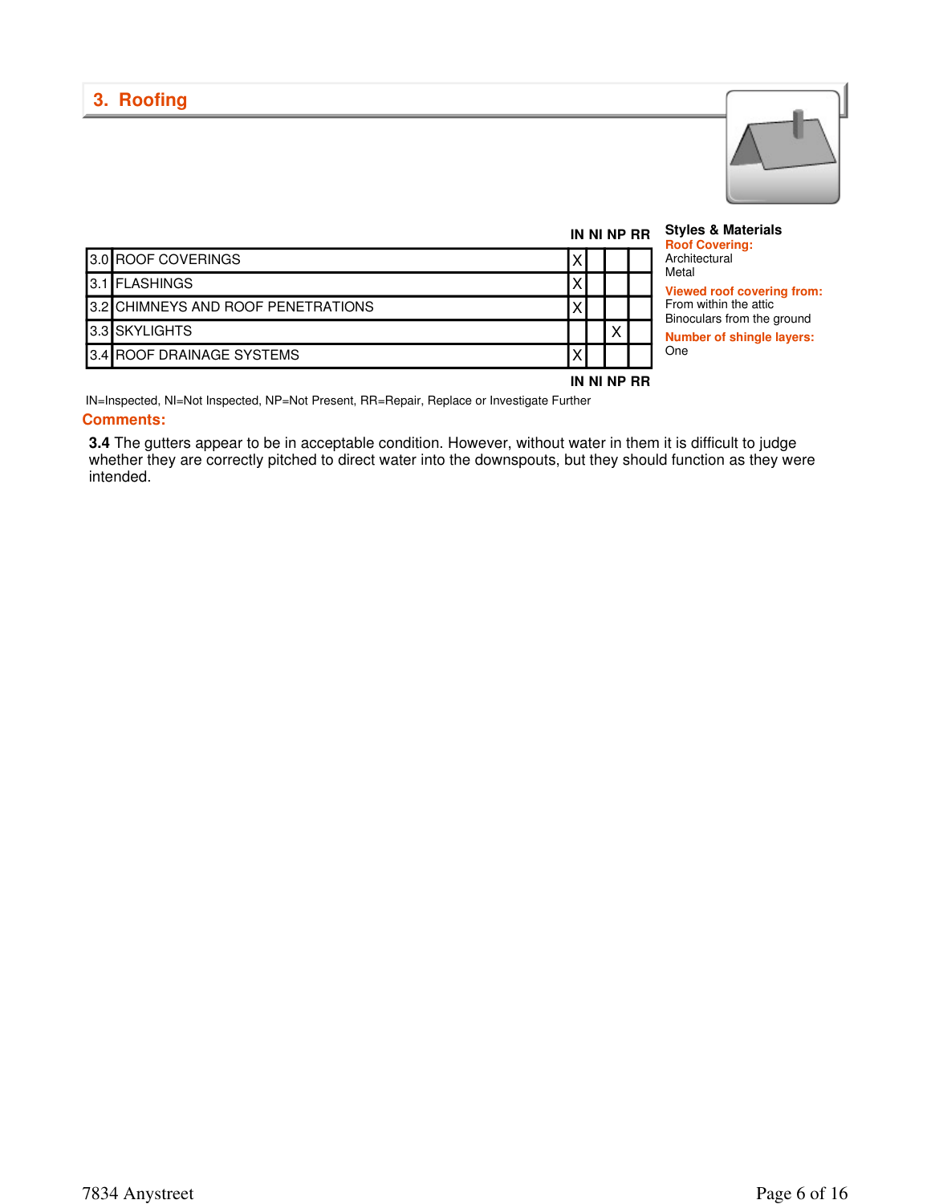## 3. Roofing

| | | IN | NI | NP | RR |
|---|---|---|---|---|---|
| 3.0 | ROOF COVERINGS | X | | | |
| 3.1 | FLASHINGS | X | | | |
| 3.2 | CHIMNEYS AND ROOF PENETRATIONS | X | | | |
| 3.3 | SKYLIGHTS | | | X | |
| 3.4 | ROOF DRAINAGE SYSTEMS | X | | | |

IN=Inspected, NI=Not Inspected, NP=Not Present, RR=Repair, Replace or Investigate Further

**Styles & Materials**

**Roof Covering:**
Architectural
Metal

**Viewed roof covering from:**
From within the attic
Binoculars from the ground

**Number of shingle layers:**
One

**Comments:**

**3.4** The gutters appear to be in acceptable condition. However, without water in them it is difficult to judge whether they are correctly pitched to direct water into the downspouts, but they should function as they were intended.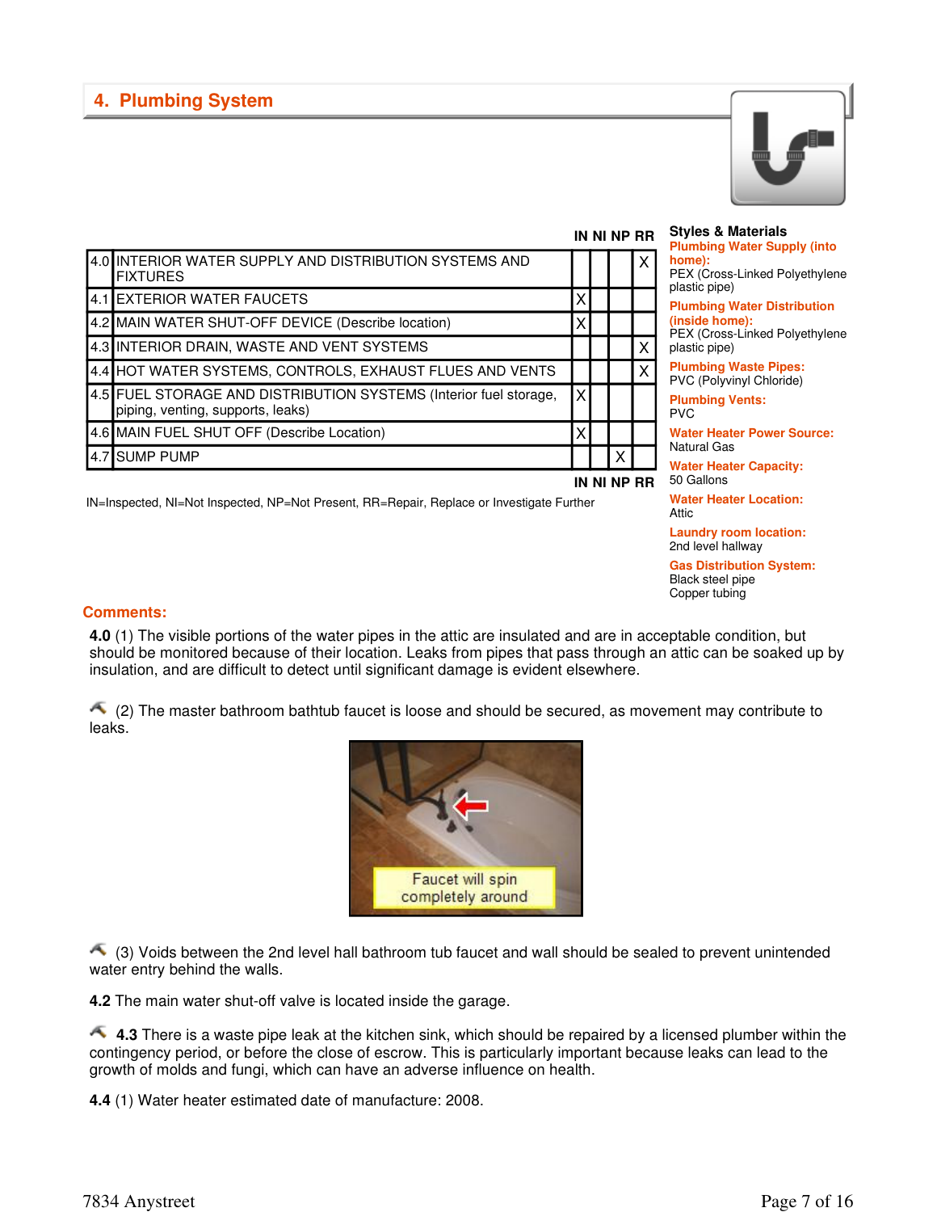## 4. Plumbing System

| | | IN | NI | NP | RR |
|---|---|---|---|---|---|
| 4.0 | INTERIOR WATER SUPPLY AND DISTRIBUTION SYSTEMS AND FIXTURES | | | | X |
| 4.1 | EXTERIOR WATER FAUCETS | X | | | |
| 4.2 | MAIN WATER SHUT-OFF DEVICE (Describe location) | X | | | |
| 4.3 | INTERIOR DRAIN, WASTE AND VENT SYSTEMS | | | | X |
| 4.4 | HOT WATER SYSTEMS, CONTROLS, EXHAUST FLUES AND VENTS | | | | X |
| 4.5 | FUEL STORAGE AND DISTRIBUTION SYSTEMS (Interior fuel storage, piping, venting, supports, leaks) | X | | | |
| 4.6 | MAIN FUEL SHUT OFF (Describe Location) | X | | | |
| 4.7 | SUMP PUMP | | | X | |

IN=Inspected, NI=Not Inspected, NP=Not Present, RR=Repair, Replace or Investigate Further

**Styles & Materials**

**Plumbing Water Supply (into home):**
PEX (Cross-Linked Polyethylene plastic pipe)

**Plumbing Water Distribution (inside home):**
PEX (Cross-Linked Polyethylene plastic pipe)

**Plumbing Waste Pipes:**
PVC (Polyvinyl Chloride)

**Plumbing Vents:**
PVC

**Water Heater Power Source:**
Natural Gas

**Water Heater Capacity:**
50 Gallons

**Water Heater Location:**
Attic

**Laundry room location:**
2nd level hallway

**Gas Distribution System:**
Black steel pipe
Copper tubing

### Comments:

**4.0** (1) The visible portions of the water pipes in the attic are insulated and are in acceptable condition, but should be monitored because of their location. Leaks from pipes that pass through an attic can be soaked up by insulation, and are difficult to detect until significant damage is evident elsewhere.

(2) The master bathroom bathtub faucet is loose and should be secured, as movement may contribute to leaks.

Faucet will spin completely around

(3) Voids between the 2nd level hall bathroom tub faucet and wall should be sealed to prevent unintended water entry behind the walls.

**4.2** The main water shut-off valve is located inside the garage.

**4.3** There is a waste pipe leak at the kitchen sink, which should be repaired by a licensed plumber within the contingency period, or before the close of escrow. This is particularly important because leaks can lead to the growth of molds and fungi, which can have an adverse influence on health.

**4.4** (1) Water heater estimated date of manufacture: 2008.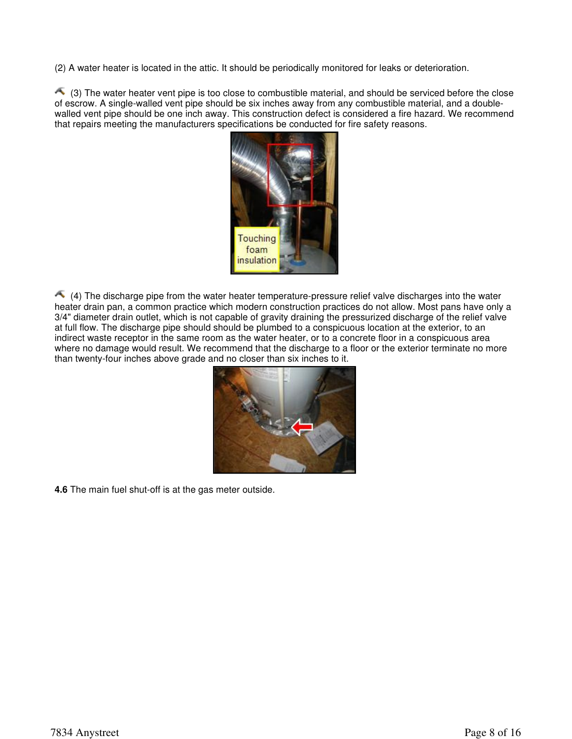(2) A water heater is located in the attic. It should be periodically monitored for leaks or deterioration.

(3) The water heater vent pipe is too close to combustible material, and should be serviced before the close of escrow. A single-walled vent pipe should be six inches away from any combustible material, and a double-walled vent pipe should be one inch away. This construction defect is considered a fire hazard. We recommend that repairs meeting the manufacturers specifications be conducted for fire safety reasons.

(4) The discharge pipe from the water heater temperature-pressure relief valve discharges into the water heater drain pan, a common practice which modern construction practices do not allow. Most pans have only a 3/4" diameter drain outlet, which is not capable of gravity draining the pressurized discharge of the relief valve at full flow. The discharge pipe should should be plumbed to a conspicuous location at the exterior, to an indirect waste receptor in the same room as the water heater, or to a concrete floor in a conspicuous area where no damage would result. We recommend that the discharge to a floor or the exterior terminate no more than twenty-four inches above grade and no closer than six inches to it.

**4.6** The main fuel shut-off is at the gas meter outside.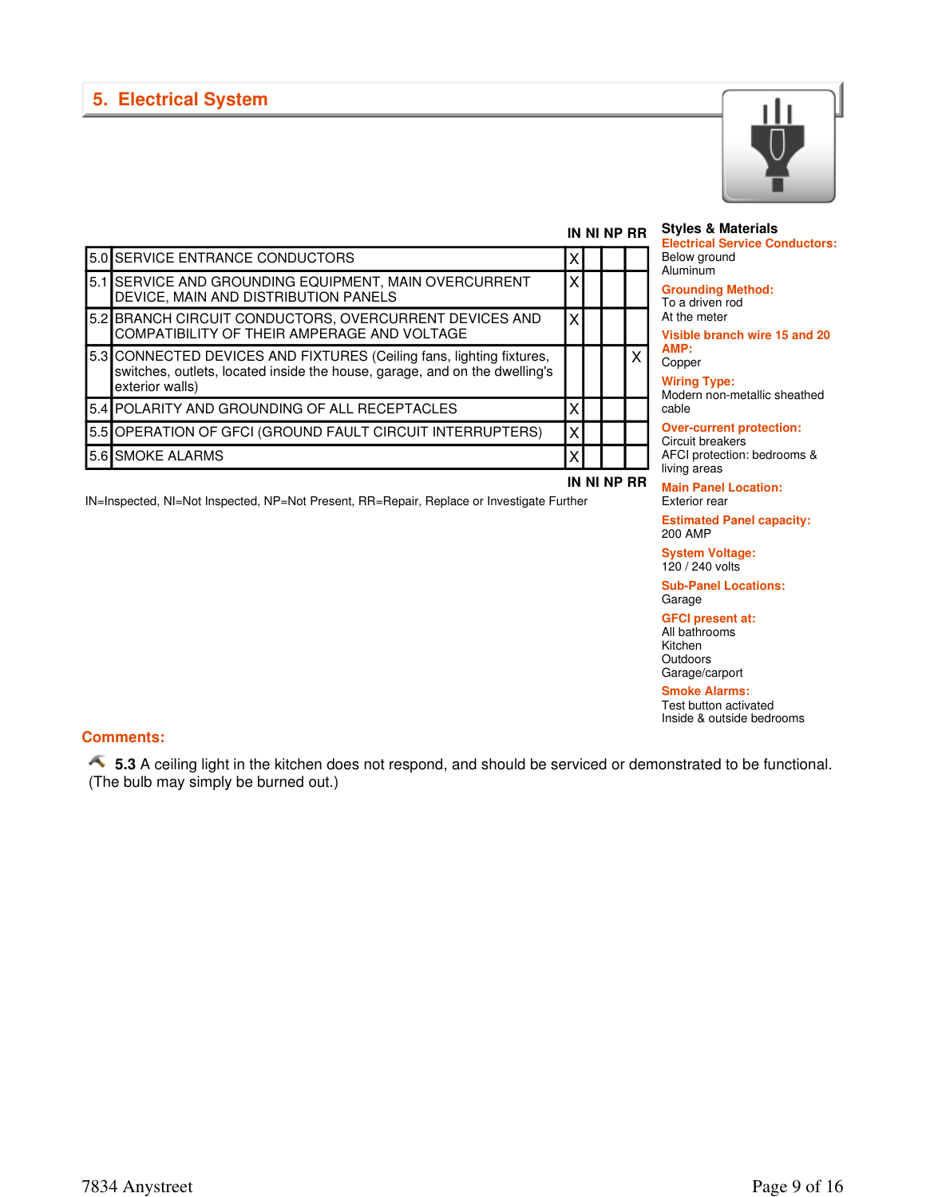## 5. Electrical System

| | | IN | NI | NP | RR |
|---|---|---|---|---|---|
| 5.0 | SERVICE ENTRANCE CONDUCTORS | X | | | |
| 5.1 | SERVICE AND GROUNDING EQUIPMENT, MAIN OVERCURRENT DEVICE, MAIN AND DISTRIBUTION PANELS | X | | | |
| 5.2 | BRANCH CIRCUIT CONDUCTORS, OVERCURRENT DEVICES AND COMPATIBILITY OF THEIR AMPERAGE AND VOLTAGE | X | | | |
| 5.3 | CONNECTED DEVICES AND FIXTURES (Ceiling fans, lighting fixtures, switches, outlets, located inside the house, garage, and on the dwelling's exterior walls) | | | | X |
| 5.4 | POLARITY AND GROUNDING OF ALL RECEPTACLES | X | | | |
| 5.5 | OPERATION OF GFCI (GROUND FAULT CIRCUIT INTERRUPTERS) | X | | | |
| 5.6 | SMOKE ALARMS | X | | | |

IN=Inspected, NI=Not Inspected, NP=Not Present, RR=Repair, Replace or Investigate Further

### Styles & Materials

**Electrical Service Conductors:**
Below ground
Aluminum

**Grounding Method:**
To a driven rod
At the meter

**Visible branch wire 15 and 20 AMP:**
Copper

**Wiring Type:**
Modern non-metallic sheathed cable

**Over-current protection:**
Circuit breakers
AFCI protection: bedrooms & living areas

**Main Panel Location:**
Exterior rear

**Estimated Panel capacity:**
200 AMP

**System Voltage:**
120 / 240 volts

**Sub-Panel Locations:**
Garage

**GFCI present at:**
All bathrooms
Kitchen
Outdoors
Garage/carport

**Smoke Alarms:**
Test button activated
Inside & outside bedrooms

### Comments:

**5.3** A ceiling light in the kitchen does not respond, and should be serviced or demonstrated to be functional. (The bulb may simply be burned out.)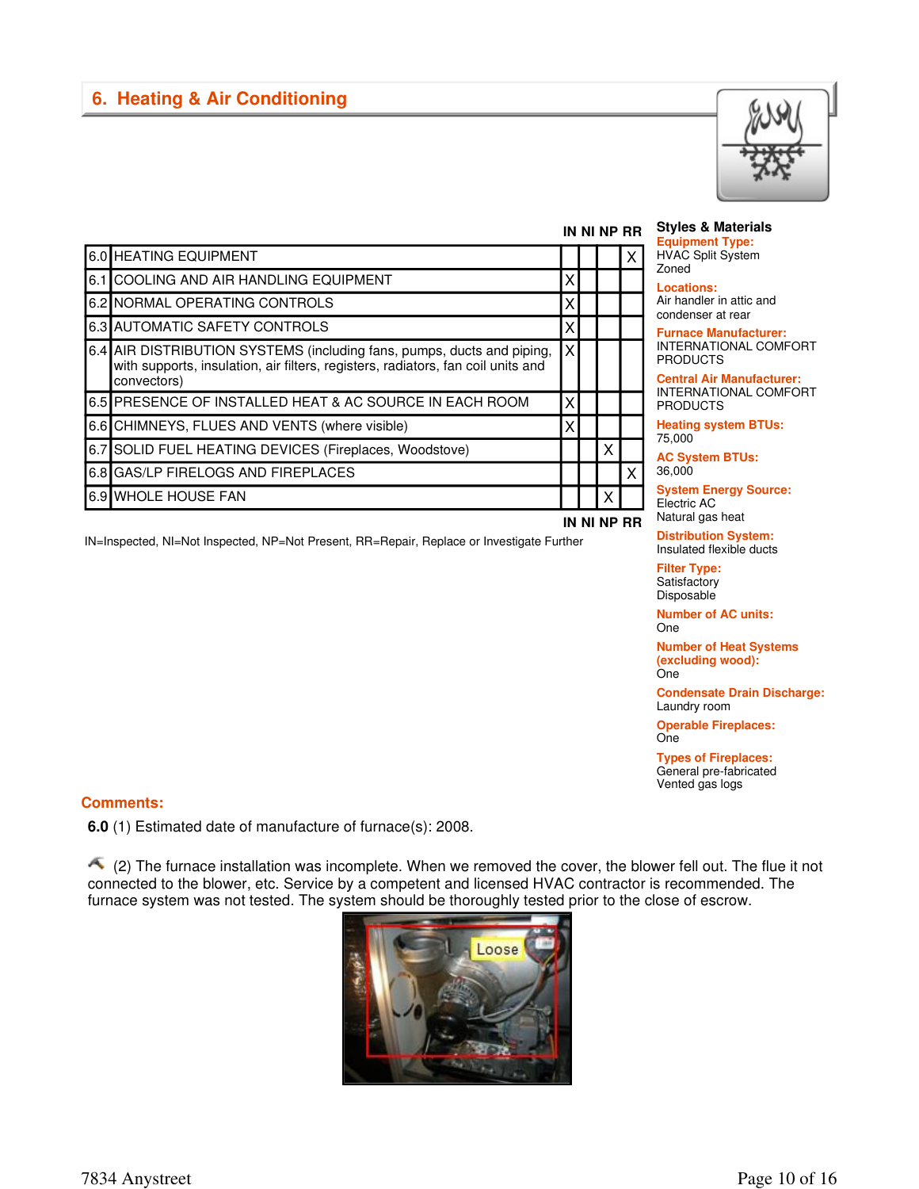## 6. Heating & Air Conditioning

| | | IN | NI | NP | RR |
|---|---|---|---|---|---|
| 6.0 | HEATING EQUIPMENT | | | | X |
| 6.1 | COOLING AND AIR HANDLING EQUIPMENT | X | | | |
| 6.2 | NORMAL OPERATING CONTROLS | X | | | |
| 6.3 | AUTOMATIC SAFETY CONTROLS | X | | | |
| 6.4 | AIR DISTRIBUTION SYSTEMS (including fans, pumps, ducts and piping, with supports, insulation, air filters, registers, radiators, fan coil units and convectors) | X | | | |
| 6.5 | PRESENCE OF INSTALLED HEAT & AC SOURCE IN EACH ROOM | X | | | |
| 6.6 | CHIMNEYS, FLUES AND VENTS (where visible) | X | | | |
| 6.7 | SOLID FUEL HEATING DEVICES (Fireplaces, Woodstove) | | | X | |
| 6.8 | GAS/LP FIRELOGS AND FIREPLACES | | | | X |
| 6.9 | WHOLE HOUSE FAN | | | X | |

IN=Inspected, NI=Not Inspected, NP=Not Present, RR=Repair, Replace or Investigate Further

**Styles & Materials**

**Equipment Type:**
HVAC Split System
Zoned

**Locations:**
Air handler in attic and condenser at rear

**Furnace Manufacturer:**
INTERNATIONAL COMFORT PRODUCTS

**Central Air Manufacturer:**
INTERNATIONAL COMFORT PRODUCTS

**Heating system BTUs:**
75,000

**AC System BTUs:**
36,000

**System Energy Source:**
Electric AC
Natural gas heat

**Distribution System:**
Insulated flexible ducts

**Filter Type:**
Satisfactory
Disposable

**Number of AC units:**
One

**Number of Heat Systems (excluding wood):**
One

**Condensate Drain Discharge:**
Laundry room

**Operable Fireplaces:**
One

**Types of Fireplaces:**
General pre-fabricated
Vented gas logs

### Comments:

**6.0** (1) Estimated date of manufacture of furnace(s): 2008.

(2) The furnace installation was incomplete. When we removed the cover, the blower fell out. The flue it not connected to the blower, etc. Service by a competent and licensed HVAC contractor is recommended. The furnace system was not tested. The system should be thoroughly tested prior to the close of escrow.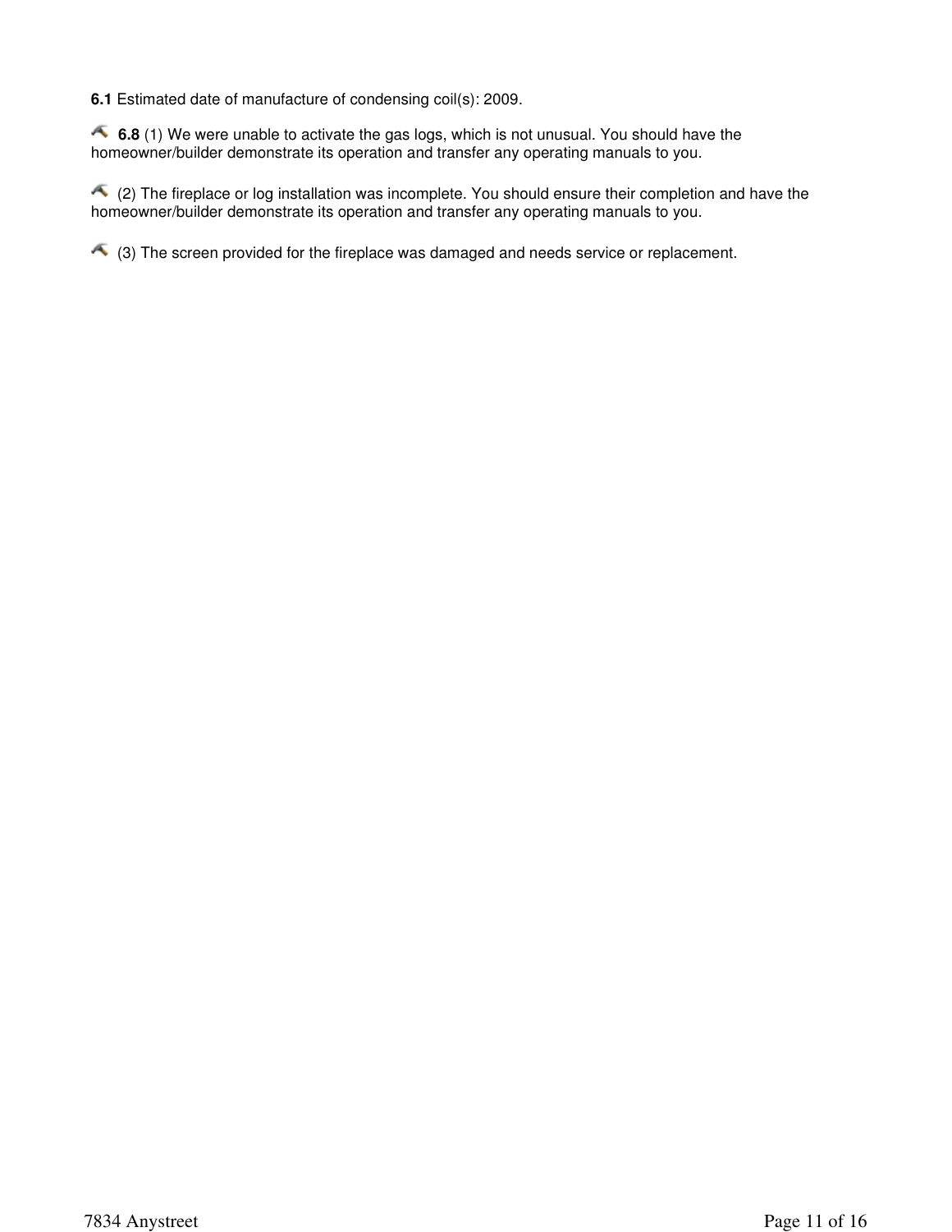**6.1** Estimated date of manufacture of condensing coil(s): 2009.

**6.8** (1) We were unable to activate the gas logs, which is not unusual. You should have the homeowner/builder demonstrate its operation and transfer any operating manuals to you.

(2) The fireplace or log installation was incomplete. You should ensure their completion and have the homeowner/builder demonstrate its operation and transfer any operating manuals to you.

(3) The screen provided for the fireplace was damaged and needs service or replacement.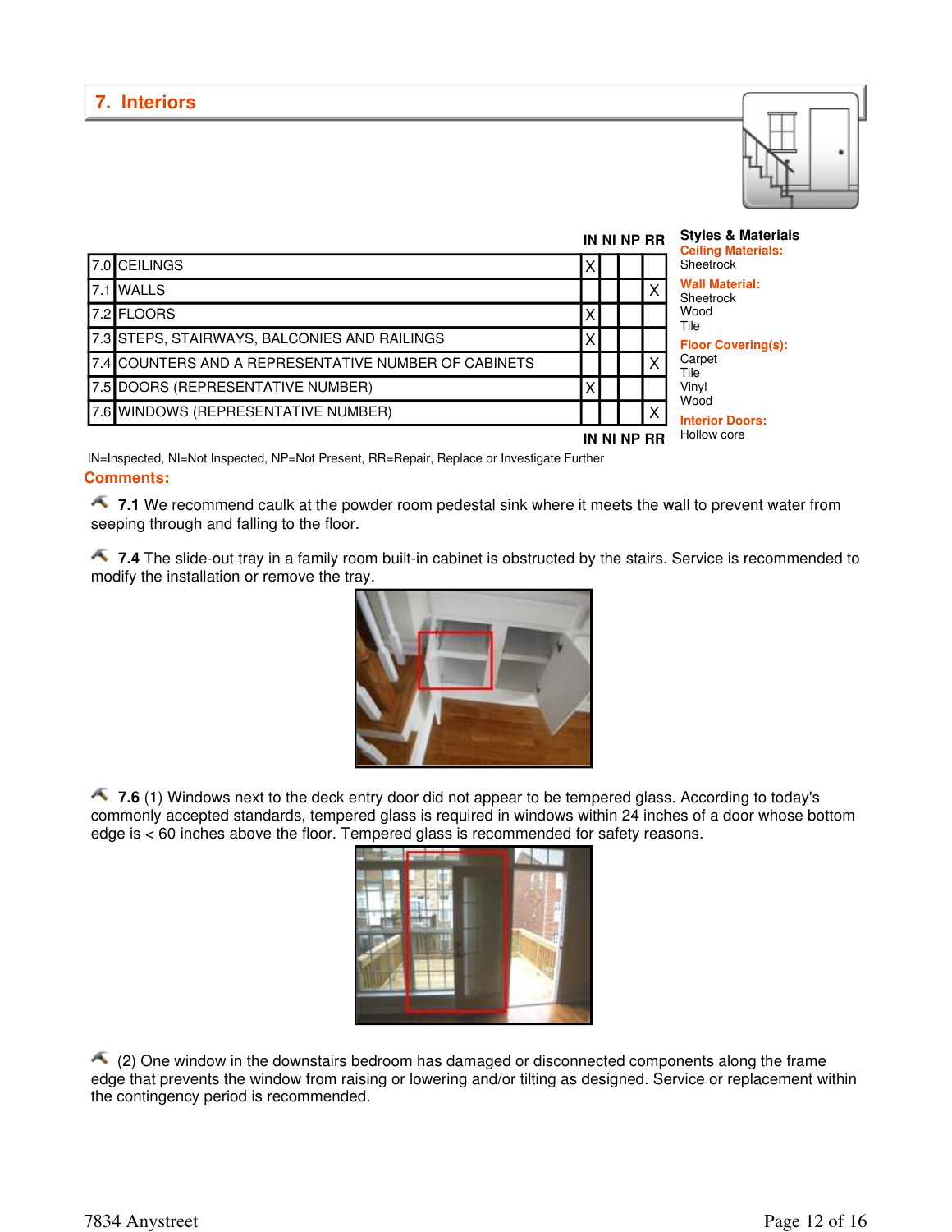## 7. Interiors

| | | IN | NI | NP | RR |
|---|---|---|---|---|---|
| 7.0 | CEILINGS | X | | | |
| 7.1 | WALLS | | | | X |
| 7.2 | FLOORS | X | | | |
| 7.3 | STEPS, STAIRWAYS, BALCONIES AND RAILINGS | X | | | |
| 7.4 | COUNTERS AND A REPRESENTATIVE NUMBER OF CABINETS | | | | X |
| 7.5 | DOORS (REPRESENTATIVE NUMBER) | X | | | |
| 7.6 | WINDOWS (REPRESENTATIVE NUMBER) | | | | X |

IN=Inspected, NI=Not Inspected, NP=Not Present, RR=Repair, Replace or Investigate Further

**Styles & Materials**

**Ceiling Materials:**
Sheetrock

**Wall Material:**
Sheetrock
Wood
Tile

**Floor Covering(s):**
Carpet
Tile
Vinyl
Wood

**Interior Doors:**
Hollow core

**Comments:**

**7.1** We recommend caulk at the powder room pedestal sink where it meets the wall to prevent water from seeping through and falling to the floor.

**7.4** The slide-out tray in a family room built-in cabinet is obstructed by the stairs. Service is recommended to modify the installation or remove the tray.

**7.6** (1) Windows next to the deck entry door did not appear to be tempered glass. According to today's commonly accepted standards, tempered glass is required in windows within 24 inches of a door whose bottom edge is < 60 inches above the floor. Tempered glass is recommended for safety reasons.

(2) One window in the downstairs bedroom has damaged or disconnected components along the frame edge that prevents the window from raising or lowering and/or tilting as designed. Service or replacement within the contingency period is recommended.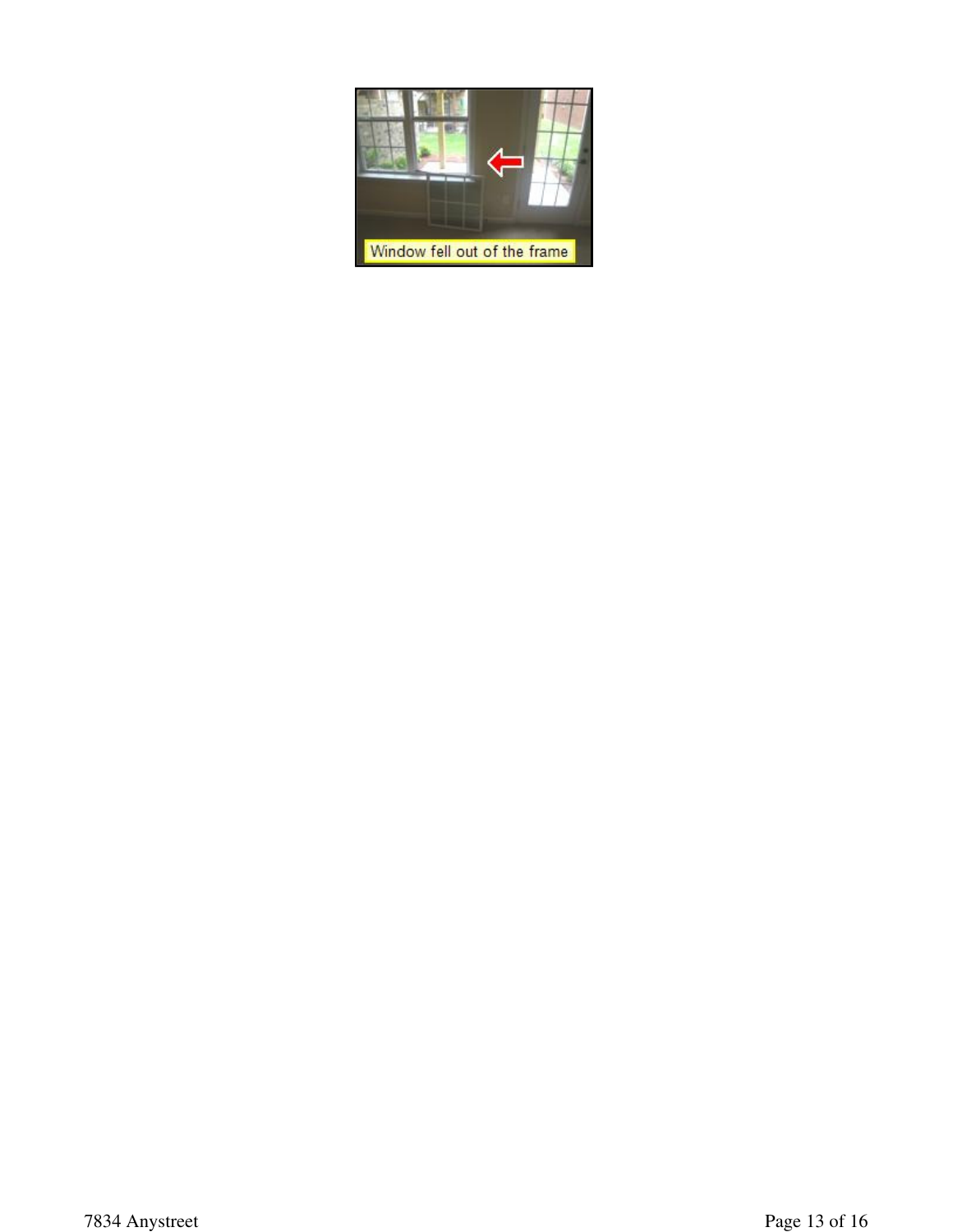Window fell out of the frame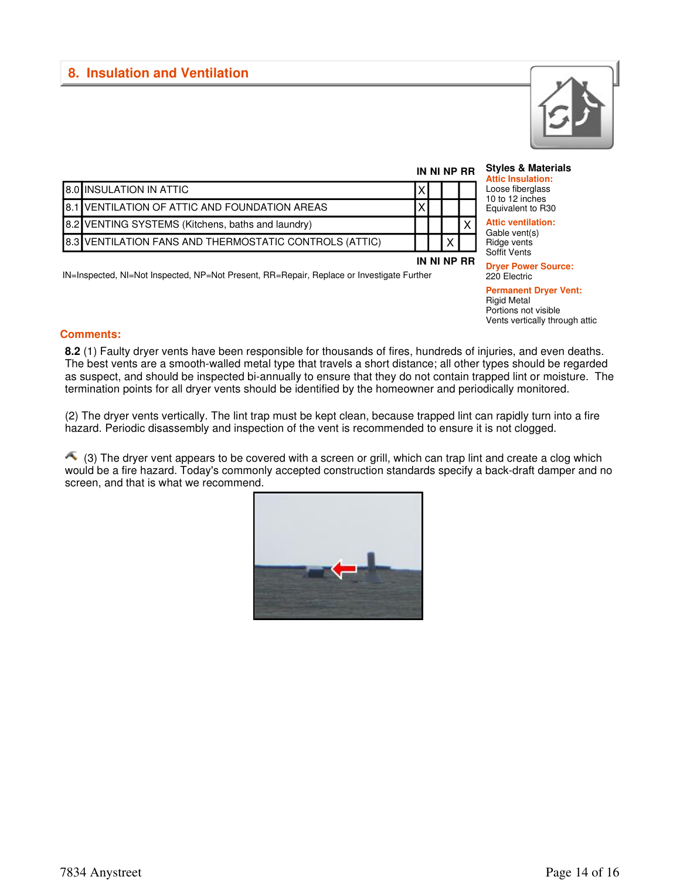## 8. Insulation and Ventilation

| | | IN | NI | NP | RR |
|---|---|---|---|---|---|
| 8.0 | INSULATION IN ATTIC | X | | | |
| 8.1 | VENTILATION OF ATTIC AND FOUNDATION AREAS | X | | | |
| 8.2 | VENTING SYSTEMS (Kitchens, baths and laundry) | | | | X |
| 8.3 | VENTILATION FANS AND THERMOSTATIC CONTROLS (ATTIC) | | | X | |
| | | IN | NI | NP | RR |

IN=Inspected, NI=Not Inspected, NP=Not Present, RR=Repair, Replace or Investigate Further

**Styles & Materials**

**Attic Insulation:**
Loose fiberglass
10 to 12 inches
Equivalent to R30

**Attic ventilation:**
Gable vent(s)
Ridge vents
Soffit Vents

**Dryer Power Source:**
220 Electric

**Permanent Dryer Vent:**
Rigid Metal
Portions not visible
Vents vertically through attic

### Comments:

**8.2** (1) Faulty dryer vents have been responsible for thousands of fires, hundreds of injuries, and even deaths. The best vents are a smooth-walled metal type that travels a short distance; all other types should be regarded as suspect, and should be inspected bi-annually to ensure that they do not contain trapped lint or moisture. The termination points for all dryer vents should be identified by the homeowner and periodically monitored.

(2) The dryer vents vertically. The lint trap must be kept clean, because trapped lint can rapidly turn into a fire hazard. Periodic disassembly and inspection of the vent is recommended to ensure it is not clogged.

(3) The dryer vent appears to be covered with a screen or grill, which can trap lint and create a clog which would be a fire hazard. Today's commonly accepted construction standards specify a back-draft damper and no screen, and that is what we recommend.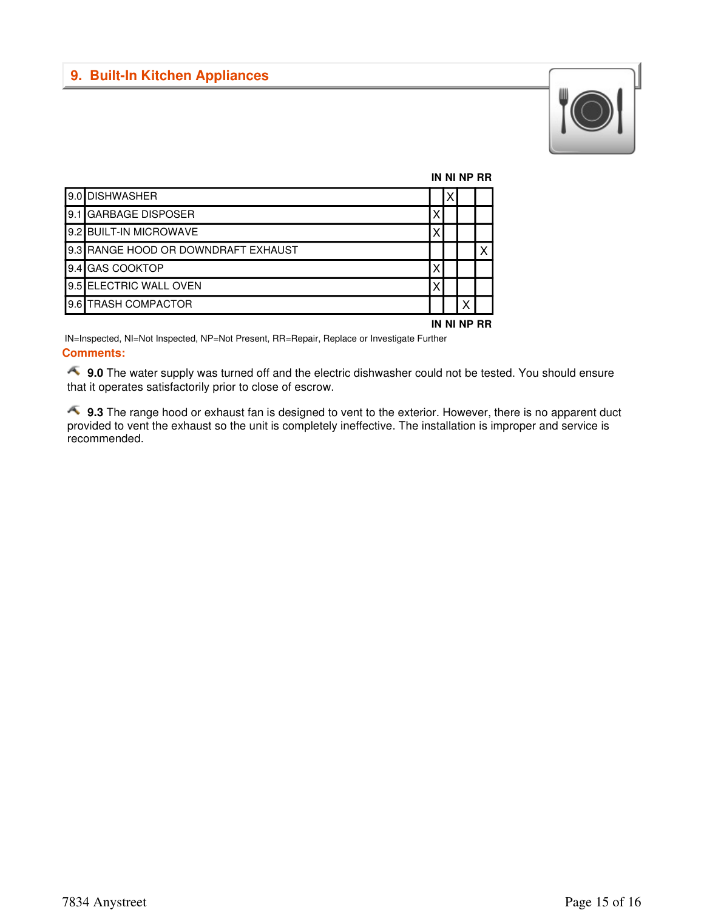## 9. Built-In Kitchen Appliances

| | | IN | NI | NP | RR |
|---|---|---|---|---|---|
| 9.0 | DISHWASHER | | X | | |
| 9.1 | GARBAGE DISPOSER | X | | | |
| 9.2 | BUILT-IN MICROWAVE | X | | | |
| 9.3 | RANGE HOOD OR DOWNDRAFT EXHAUST | | | | X |
| 9.4 | GAS COOKTOP | X | | | |
| 9.5 | ELECTRIC WALL OVEN | X | | | |
| 9.6 | TRASH COMPACTOR | | | X | |

IN=Inspected, NI=Not Inspected, NP=Not Present, RR=Repair, Replace or Investigate Further

**Comments:**

**9.0** The water supply was turned off and the electric dishwasher could not be tested. You should ensure that it operates satisfactorily prior to close of escrow.

**9.3** The range hood or exhaust fan is designed to vent to the exterior. However, there is no apparent duct provided to vent the exhaust so the unit is completely ineffective. The installation is improper and service is recommended.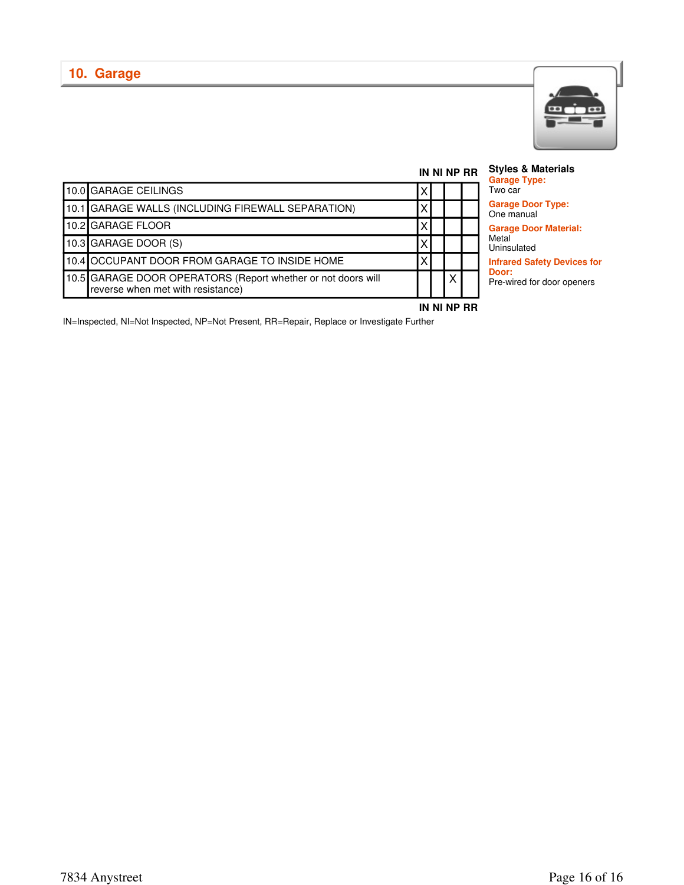## 10. Garage

| | | IN | NI | NP | RR |
|---|---|---|---|---|---|
| 10.0 | GARAGE CEILINGS | X | | | |
| 10.1 | GARAGE WALLS (INCLUDING FIREWALL SEPARATION) | X | | | |
| 10.2 | GARAGE FLOOR | X | | | |
| 10.3 | GARAGE DOOR (S) | X | | | |
| 10.4 | OCCUPANT DOOR FROM GARAGE TO INSIDE HOME | X | | | |
| 10.5 | GARAGE DOOR OPERATORS (Report whether or not doors will reverse when met with resistance) | | | X | |

IN=Inspected, NI=Not Inspected, NP=Not Present, RR=Repair, Replace or Investigate Further

**Styles & Materials**

**Garage Type:**
Two car

**Garage Door Type:**
One manual

**Garage Door Material:**
Metal
Uninsulated

**Infrared Safety Devices for Door:**
Pre-wired for door openers